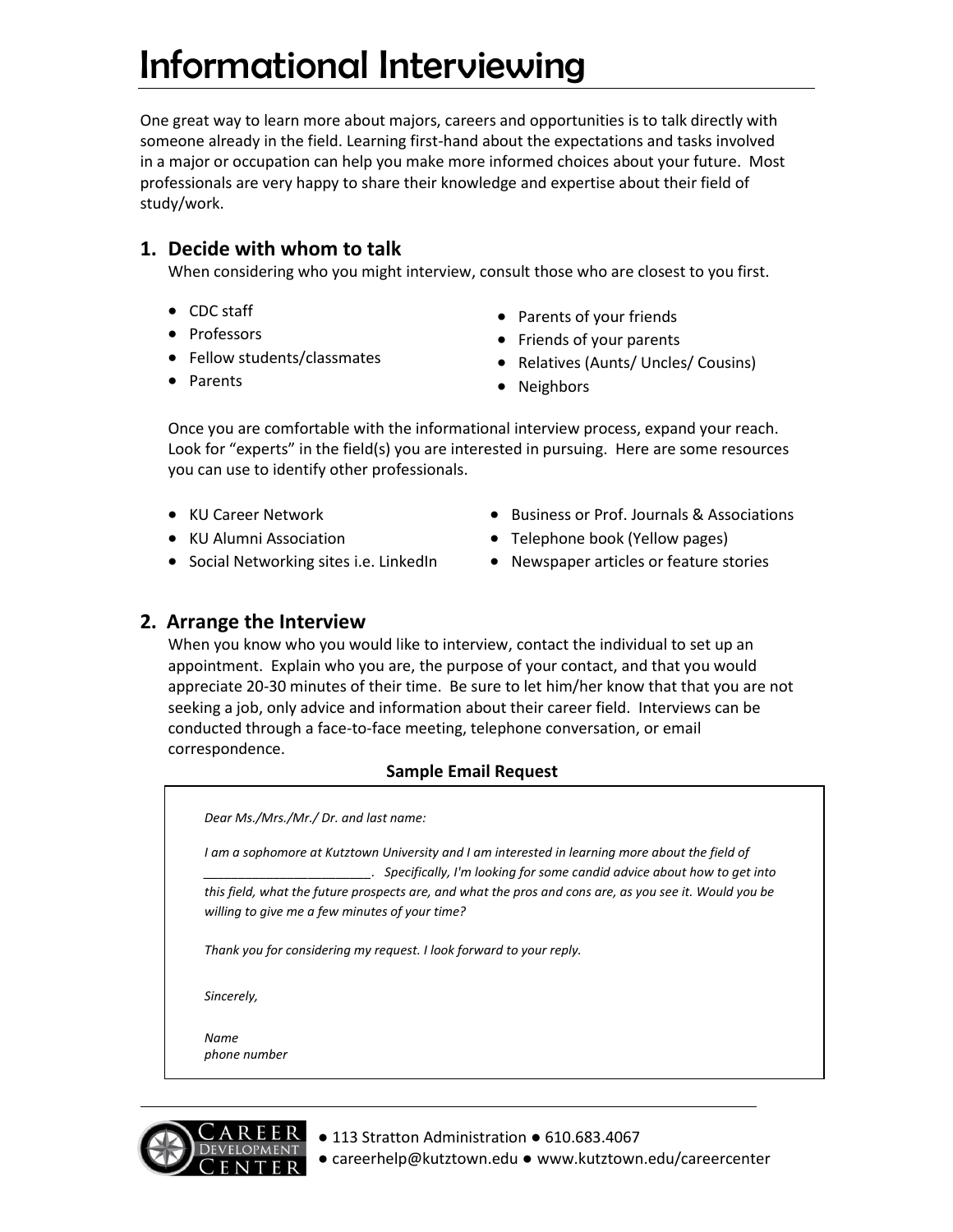# Informational Interviewing

One great way to learn more about majors, careers and opportunities is to talk directly with someone already in the field. Learning first-hand about the expectations and tasks involved in a major or occupation can help you make more informed choices about your future. Most professionals are very happy to share their knowledge and expertise about their field of study/work.

## 1. Decide with whom to talk

When considering who you might interview, consult those who are closest to you first.

- CDC staff
- Professors
- Fellow students/classmates
- Parents
- Parents of your friends
- Friends of your parents
- Relatives (Aunts/ Uncles/ Cousins)
- Neighbors

Once you are comfortable with the informational interview process, expand your reach. Look for "experts" in the field(s) you are interested in pursuing. Here are some resources you can use to identify other professionals.

- KU Career Network
- KU Alumni Association
- Social Networking sites i.e. LinkedIn
- Business or Prof. Journals & Associations
- Telephone book (Yellow pages)
- Newspaper articles or feature stories

## 2. Arrange the Interview

When you know who you would like to interview, contact the individual to set up an appointment. Explain who you are, the purpose of your contact, and that you would appreciate 20-30 minutes of their time. Be sure to let him/her know that that you are not seeking a job, only advice and information about their career field. Interviews can be conducted through a face-to-face meeting, telephone conversation, or email correspondence.

**Sample Email Request**

*Dear Ms./Mrs./Mr./ Dr. and last name:*

*I am a sophomore at Kutztown University and I am interested in learning more about the field of \_\_\_\_\_\_\_\_\_\_\_\_\_\_\_\_\_\_\_\_\_\_\_. Specifically, I'm looking for some candid advice about how to get into this field, what the future prospects are, and what the pros and cons are, as you see it. Would you be willing to give me a few minutes of your time?*

*Thank you for considering my request. I look forward to your reply.*

*Sincerely,*

*Name*
*phone number*

CAREER DEVELOPMENT CENTER ● 113 Stratton Administration ● 610.683.4067 ● careerhelp@kutztown.edu ● www.kutztown.edu/careercenter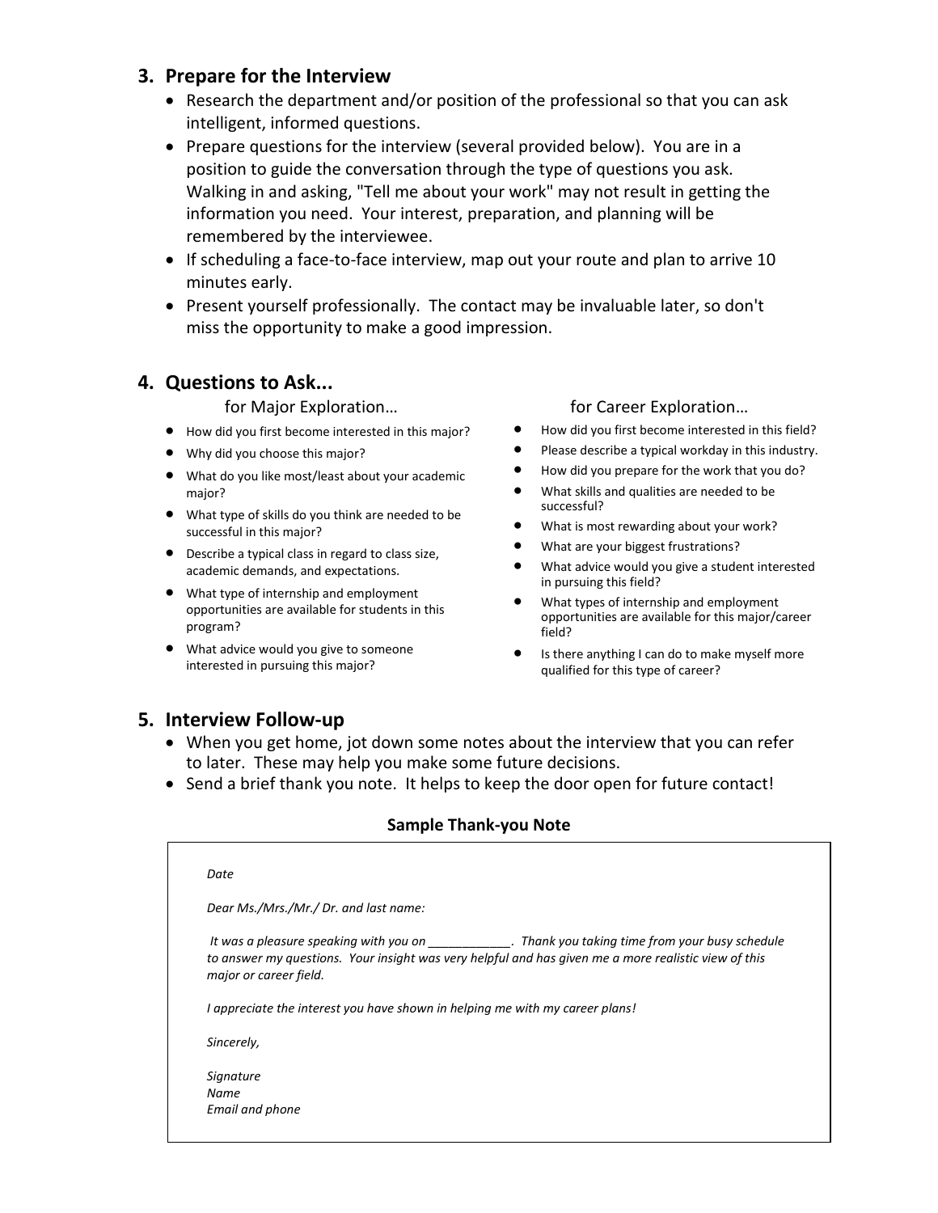## 3. Prepare for the Interview

- Research the department and/or position of the professional so that you can ask intelligent, informed questions.
- Prepare questions for the interview (several provided below). You are in a position to guide the conversation through the type of questions you ask. Walking in and asking, "Tell me about your work" may not result in getting the information you need. Your interest, preparation, and planning will be remembered by the interviewee.
- If scheduling a face-to-face interview, map out your route and plan to arrive 10 minutes early.
- Present yourself professionally. The contact may be invaluable later, so don't miss the opportunity to make a good impression.

## 4. Questions to Ask...

for Major Exploration…

- How did you first become interested in this major?
- Why did you choose this major?
- What do you like most/least about your academic major?
- What type of skills do you think are needed to be successful in this major?
- Describe a typical class in regard to class size, academic demands, and expectations.
- What type of internship and employment opportunities are available for students in this program?
- What advice would you give to someone interested in pursuing this major?

for Career Exploration…

- How did you first become interested in this field?
- Please describe a typical workday in this industry.
- How did you prepare for the work that you do?
- What skills and qualities are needed to be successful?
- What is most rewarding about your work?
- What are your biggest frustrations?
- What advice would you give a student interested in pursuing this field?
- What types of internship and employment opportunities are available for this major/career field?
- Is there anything I can do to make myself more qualified for this type of career?

## 5. Interview Follow-up

- When you get home, jot down some notes about the interview that you can refer to later. These may help you make some future decisions.
- Send a brief thank you note. It helps to keep the door open for future contact!

**Sample Thank-you Note**

*Date*

*Dear Ms./Mrs./Mr./ Dr. and last name:*

*It was a pleasure speaking with you on ____________. Thank you taking time from your busy schedule to answer my questions. Your insight was very helpful and has given me a more realistic view of this major or career field.*

*I appreciate the interest you have shown in helping me with my career plans!*

*Sincerely,*

*Signature*
*Name*
*Email and phone*